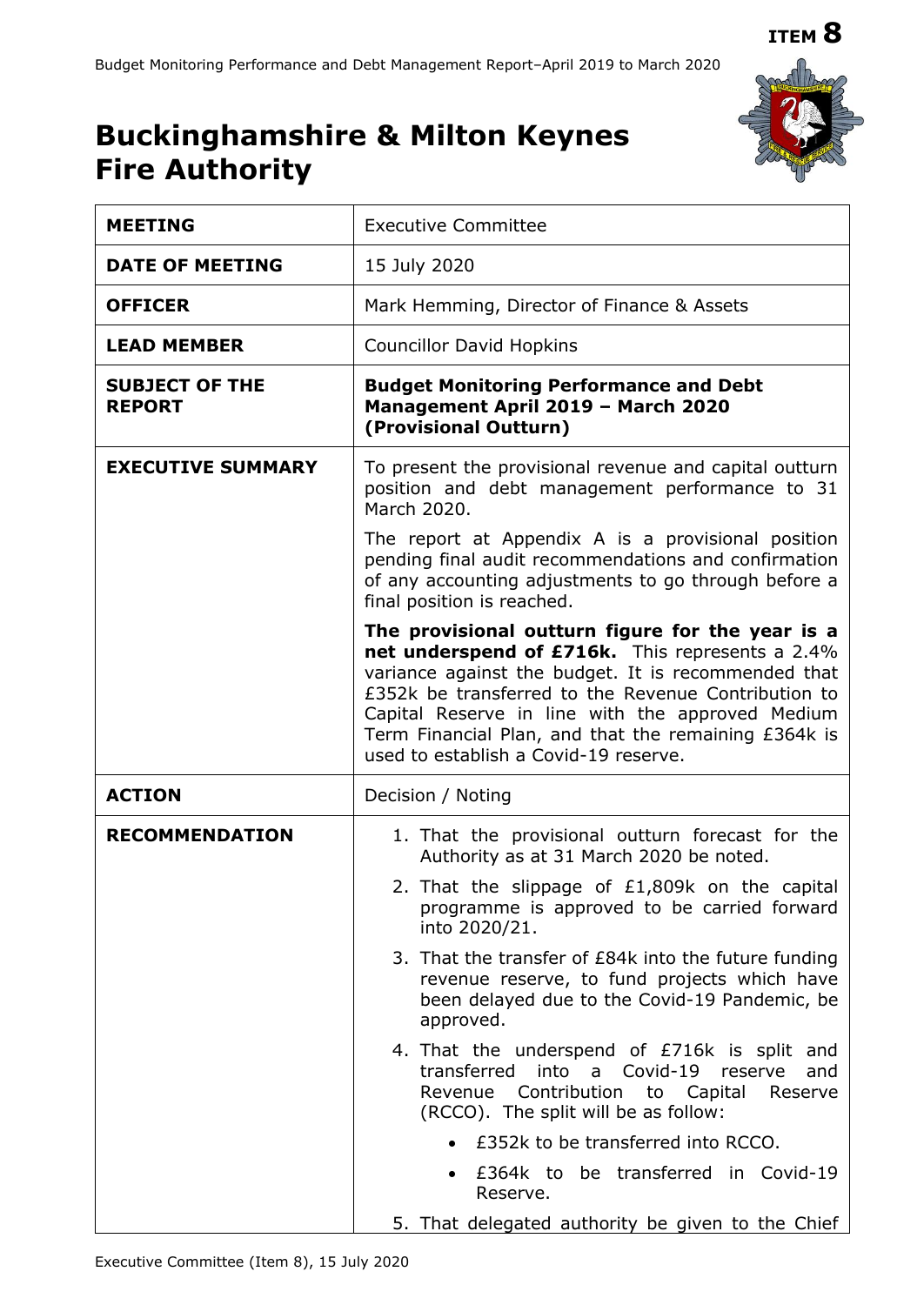ITEM 8

# Buckinghamshire & Milton Keynes Fire Authority

| MEETING | Executive Committee |
|---|---|
| DATE OF MEETING | 15 July 2020 |
| OFFICER | Mark Hemming, Director of Finance & Assets |
| LEAD MEMBER | Councillor David Hopkins |
| SUBJECT OF THE REPORT | **Budget Monitoring Performance and Debt Management April 2019 – March 2020 (Provisional Outturn)** |
| EXECUTIVE SUMMARY | To present the provisional revenue and capital outturn position and debt management performance to 31 March 2020.<br><br>The report at Appendix A is a provisional position pending final audit recommendations and confirmation of any accounting adjustments to go through before a final position is reached.<br><br>**The provisional outturn figure for the year is a net underspend of £716k.** This represents a 2.4% variance against the budget. It is recommended that £352k be transferred to the Revenue Contribution to Capital Reserve in line with the approved Medium Term Financial Plan, and that the remaining £364k is used to establish a Covid-19 reserve. |
| ACTION | Decision / Noting |
| RECOMMENDATION | 1. That the provisional outturn forecast for the Authority as at 31 March 2020 be noted.<br><br>2. That the slippage of £1,809k on the capital programme is approved to be carried forward into 2020/21.<br><br>3. That the transfer of £84k into the future funding revenue reserve, to fund projects which have been delayed due to the Covid-19 Pandemic, be approved.<br><br>4. That the underspend of £716k is split and transferred into a Covid-19 reserve and Revenue Contribution to Capital Reserve (RCCO). The split will be as follow:<br><br>• £352k to be transferred into RCCO.<br><br>• £364k to be transferred in Covid-19 Reserve.<br><br>5. That delegated authority be given to the Chief |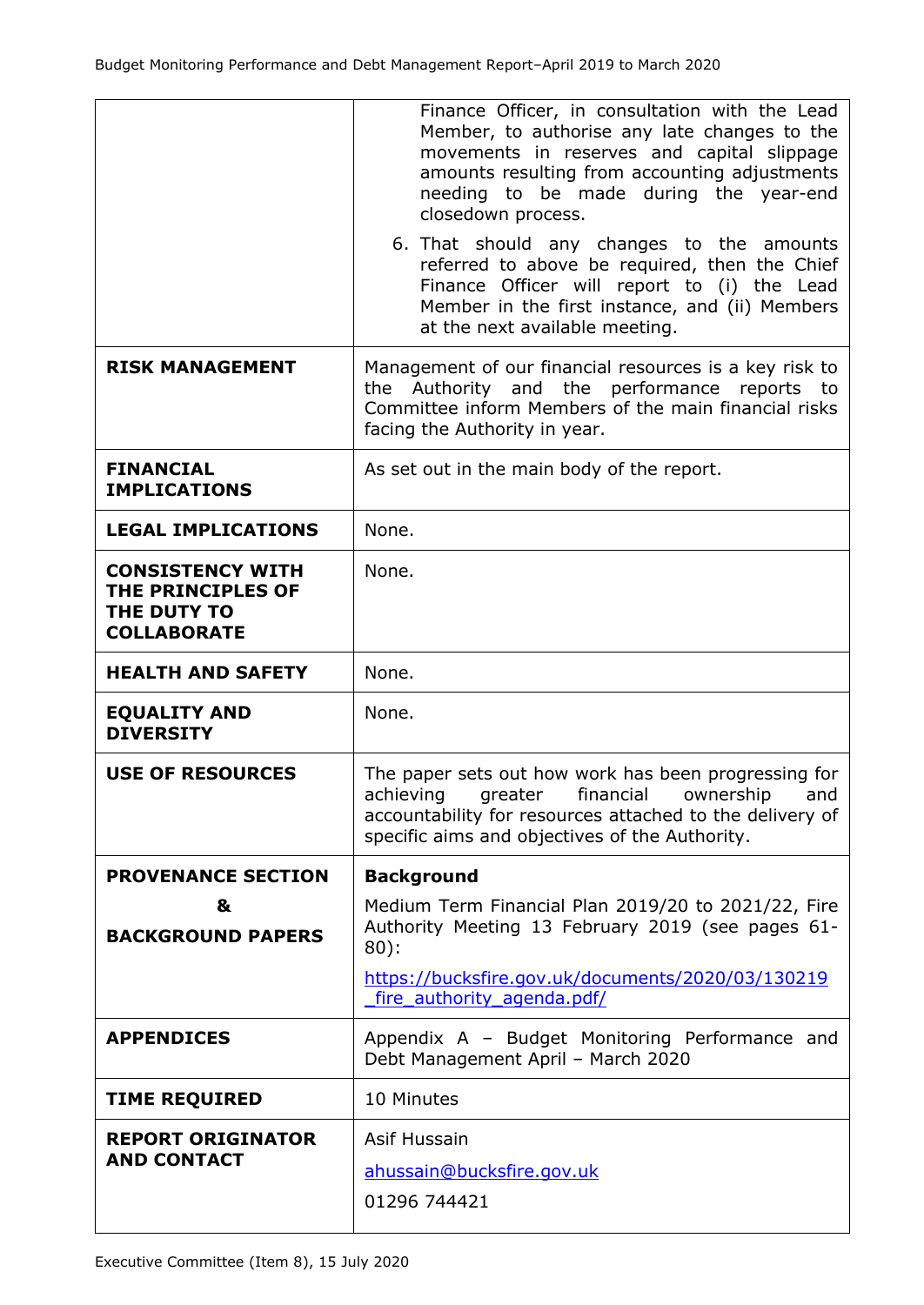| | |
|---|---|
| | Finance Officer, in consultation with the Lead Member, to authorise any late changes to the movements in reserves and capital slippage amounts resulting from accounting adjustments needing to be made during the year-end closedown process.<br><br>6. That should any changes to the amounts referred to above be required, then the Chief Finance Officer will report to (i) the Lead Member in the first instance, and (ii) Members at the next available meeting. |
| **RISK MANAGEMENT** | Management of our financial resources is a key risk to the Authority and the performance reports to Committee inform Members of the main financial risks facing the Authority in year. |
| **FINANCIAL IMPLICATIONS** | As set out in the main body of the report. |
| **LEGAL IMPLICATIONS** | None. |
| **CONSISTENCY WITH THE PRINCIPLES OF THE DUTY TO COLLABORATE** | None. |
| **HEALTH AND SAFETY** | None. |
| **EQUALITY AND DIVERSITY** | None. |
| **USE OF RESOURCES** | The paper sets out how work has been progressing for achieving greater financial ownership and accountability for resources attached to the delivery of specific aims and objectives of the Authority. |
| **PROVENANCE SECTION & BACKGROUND PAPERS** | **Background**<br><br>Medium Term Financial Plan 2019/20 to 2021/22, Fire Authority Meeting 13 February 2019 (see pages 61-80):<br><br>https://bucksfire.gov.uk/documents/2020/03/130219_fire_authority_agenda.pdf/ |
| **APPENDICES** | Appendix A – Budget Monitoring Performance and Debt Management April – March 2020 |
| **TIME REQUIRED** | 10 Minutes |
| **REPORT ORIGINATOR AND CONTACT** | Asif Hussain<br><br>ahussain@bucksfire.gov.uk<br><br>01296 744421 |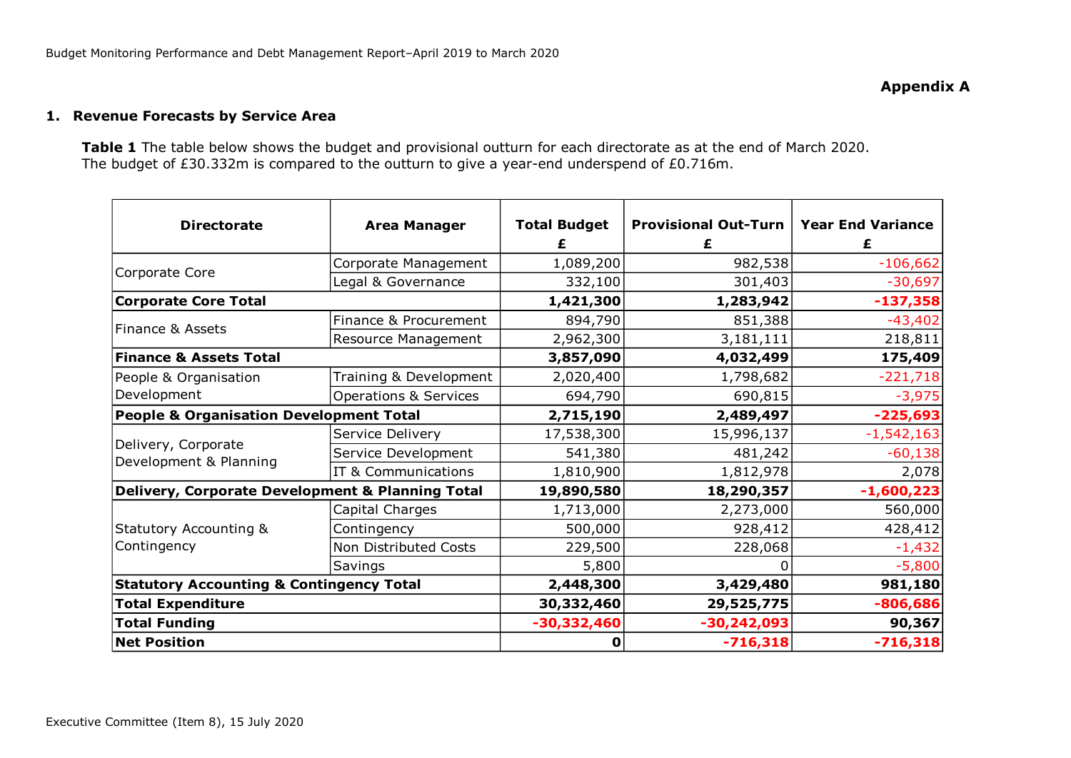**Appendix A**

## 1. Revenue Forecasts by Service Area

**Table 1** The table below shows the budget and provisional outturn for each directorate as at the end of March 2020. The budget of £30.332m is compared to the outturn to give a year-end underspend of £0.716m.

| Directorate | Area Manager | Total Budget £ | Provisional Out-Turn £ | Year End Variance £ |
|---|---|---|---|---|
| Corporate Core | Corporate Management | 1,089,200 | 982,538 | -106,662 |
| | Legal & Governance | 332,100 | 301,403 | -30,697 |
| **Corporate Core Total** | | **1,421,300** | **1,283,942** | **-137,358** |
| Finance & Assets | Finance & Procurement | 894,790 | 851,388 | -43,402 |
| | Resource Management | 2,962,300 | 3,181,111 | 218,811 |
| **Finance & Assets Total** | | **3,857,090** | **4,032,499** | **175,409** |
| People & Organisation Development | Training & Development | 2,020,400 | 1,798,682 | -221,718 |
| | Operations & Services | 694,790 | 690,815 | -3,975 |
| **People & Organisation Development Total** | | **2,715,190** | **2,489,497** | **-225,693** |
| Delivery, Corporate Development & Planning | Service Delivery | 17,538,300 | 15,996,137 | -1,542,163 |
| | Service Development | 541,380 | 481,242 | -60,138 |
| | IT & Communications | 1,810,900 | 1,812,978 | 2,078 |
| **Delivery, Corporate Development & Planning Total** | | **19,890,580** | **18,290,357** | **-1,600,223** |
| Statutory Accounting & Contingency | Capital Charges | 1,713,000 | 2,273,000 | 560,000 |
| | Contingency | 500,000 | 928,412 | 428,412 |
| | Non Distributed Costs | 229,500 | 228,068 | -1,432 |
| | Savings | 5,800 | 0 | -5,800 |
| **Statutory Accounting & Contingency Total** | | **2,448,300** | **3,429,480** | **981,180** |
| **Total Expenditure** | | **30,332,460** | **29,525,775** | **-806,686** |
| **Total Funding** | | **-30,332,460** | **-30,242,093** | **90,367** |
| **Net Position** | | **0** | **-716,318** | **-716,318** |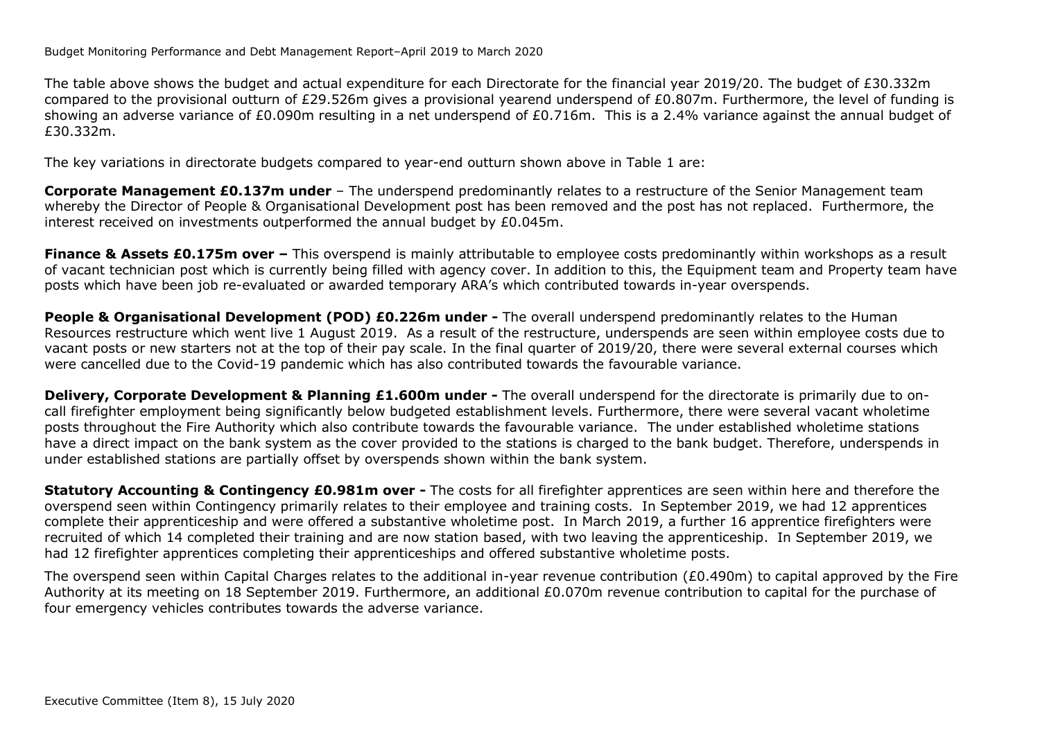The table above shows the budget and actual expenditure for each Directorate for the financial year 2019/20. The budget of £30.332m compared to the provisional outturn of £29.526m gives a provisional yearend underspend of £0.807m. Furthermore, the level of funding is showing an adverse variance of £0.090m resulting in a net underspend of £0.716m. This is a 2.4% variance against the annual budget of £30.332m.

The key variations in directorate budgets compared to year-end outturn shown above in Table 1 are:

**Corporate Management £0.137m under** – The underspend predominantly relates to a restructure of the Senior Management team whereby the Director of People & Organisational Development post has been removed and the post has not replaced. Furthermore, the interest received on investments outperformed the annual budget by £0.045m.

**Finance & Assets £0.175m over –** This overspend is mainly attributable to employee costs predominantly within workshops as a result of vacant technician post which is currently being filled with agency cover. In addition to this, the Equipment team and Property team have posts which have been job re-evaluated or awarded temporary ARA's which contributed towards in-year overspends.

**People & Organisational Development (POD) £0.226m under -** The overall underspend predominantly relates to the Human Resources restructure which went live 1 August 2019. As a result of the restructure, underspends are seen within employee costs due to vacant posts or new starters not at the top of their pay scale. In the final quarter of 2019/20, there were several external courses which were cancelled due to the Covid-19 pandemic which has also contributed towards the favourable variance.

**Delivery, Corporate Development & Planning £1.600m under -** The overall underspend for the directorate is primarily due to on-call firefighter employment being significantly below budgeted establishment levels. Furthermore, there were several vacant wholetime posts throughout the Fire Authority which also contribute towards the favourable variance. The under established wholetime stations have a direct impact on the bank system as the cover provided to the stations is charged to the bank budget. Therefore, underspends in under established stations are partially offset by overspends shown within the bank system.

**Statutory Accounting & Contingency £0.981m over -** The costs for all firefighter apprentices are seen within here and therefore the overspend seen within Contingency primarily relates to their employee and training costs. In September 2019, we had 12 apprentices complete their apprenticeship and were offered a substantive wholetime post. In March 2019, a further 16 apprentice firefighters were recruited of which 14 completed their training and are now station based, with two leaving the apprenticeship. In September 2019, we had 12 firefighter apprentices completing their apprenticeships and offered substantive wholetime posts.

The overspend seen within Capital Charges relates to the additional in-year revenue contribution (£0.490m) to capital approved by the Fire Authority at its meeting on 18 September 2019. Furthermore, an additional £0.070m revenue contribution to capital for the purchase of four emergency vehicles contributes towards the adverse variance.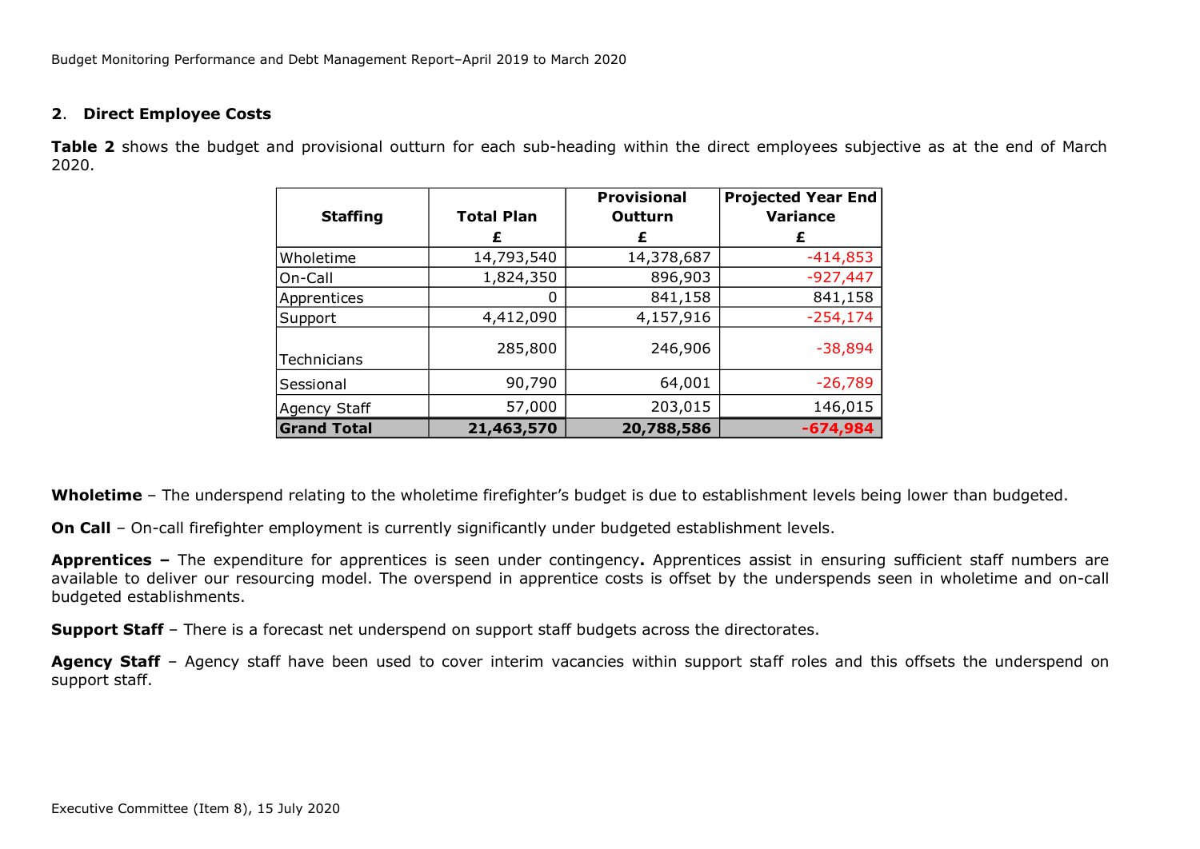## 2. Direct Employee Costs

**Table 2** shows the budget and provisional outturn for each sub-heading within the direct employees subjective as at the end of March 2020.

| Staffing | Total Plan £ | Provisional Outturn £ | Projected Year End Variance £ |
|---|---|---|---|
| Wholetime | 14,793,540 | 14,378,687 | -414,853 |
| On-Call | 1,824,350 | 896,903 | -927,447 |
| Apprentices | 0 | 841,158 | 841,158 |
| Support | 4,412,090 | 4,157,916 | -254,174 |
| Technicians | 285,800 | 246,906 | -38,894 |
| Sessional | 90,790 | 64,001 | -26,789 |
| Agency Staff | 57,000 | 203,015 | 146,015 |
| **Grand Total** | **21,463,570** | **20,788,586** | **-674,984** |

**Wholetime** – The underspend relating to the wholetime firefighter's budget is due to establishment levels being lower than budgeted.

**On Call** – On-call firefighter employment is currently significantly under budgeted establishment levels.

**Apprentices –** The expenditure for apprentices is seen under contingency**.** Apprentices assist in ensuring sufficient staff numbers are available to deliver our resourcing model. The overspend in apprentice costs is offset by the underspends seen in wholetime and on-call budgeted establishments.

**Support Staff** – There is a forecast net underspend on support staff budgets across the directorates.

**Agency Staff** – Agency staff have been used to cover interim vacancies within support staff roles and this offsets the underspend on support staff.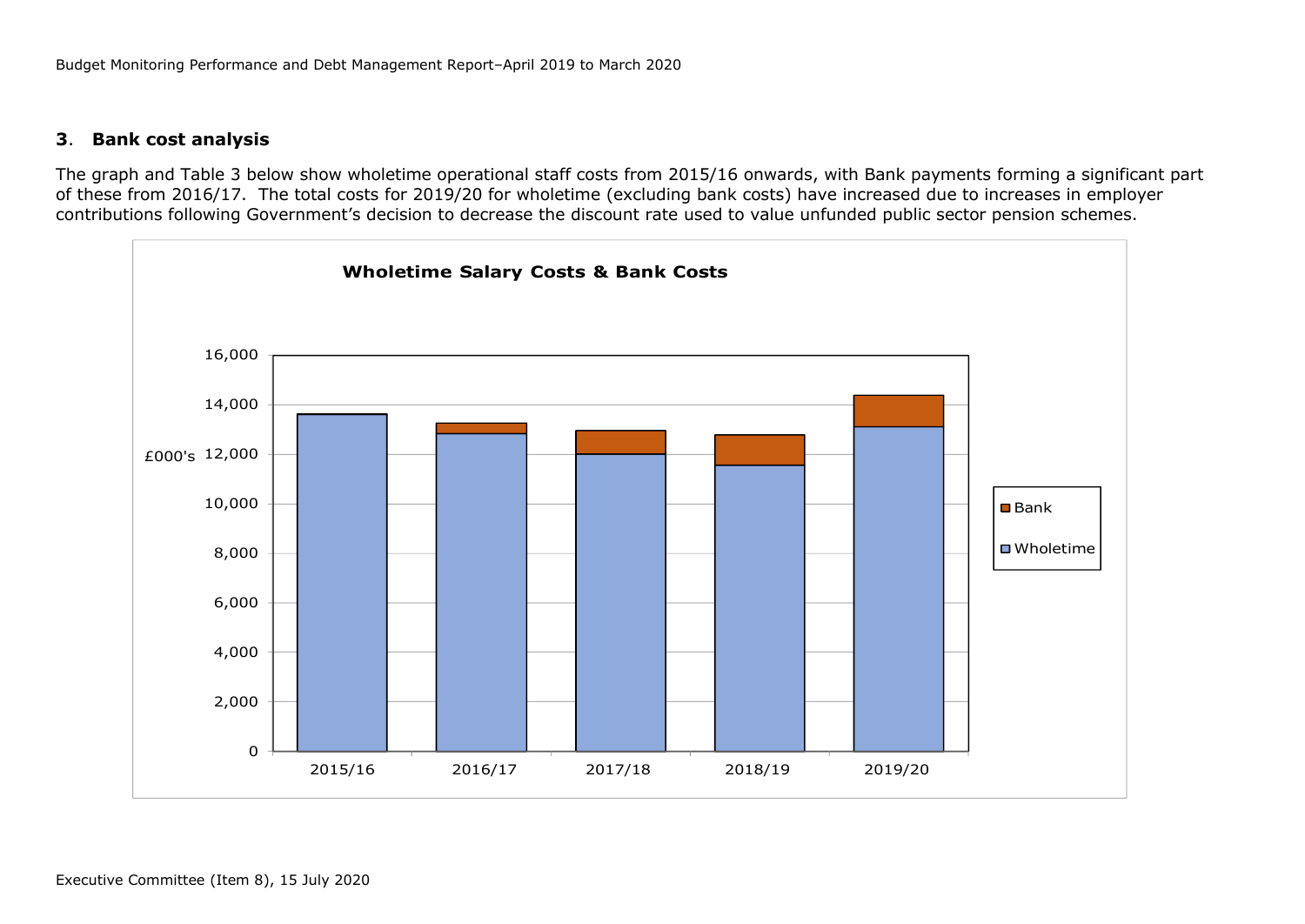## 3. Bank cost analysis

The graph and Table 3 below show wholetime operational staff costs from 2015/16 onwards, with Bank payments forming a significant part of these from 2016/17. The total costs for 2019/20 for wholetime (excluding bank costs) have increased due to increases in employer contributions following Government's decision to decrease the discount rate used to value unfunded public sector pension schemes.

**Wholetime Salary Costs & Bank Costs**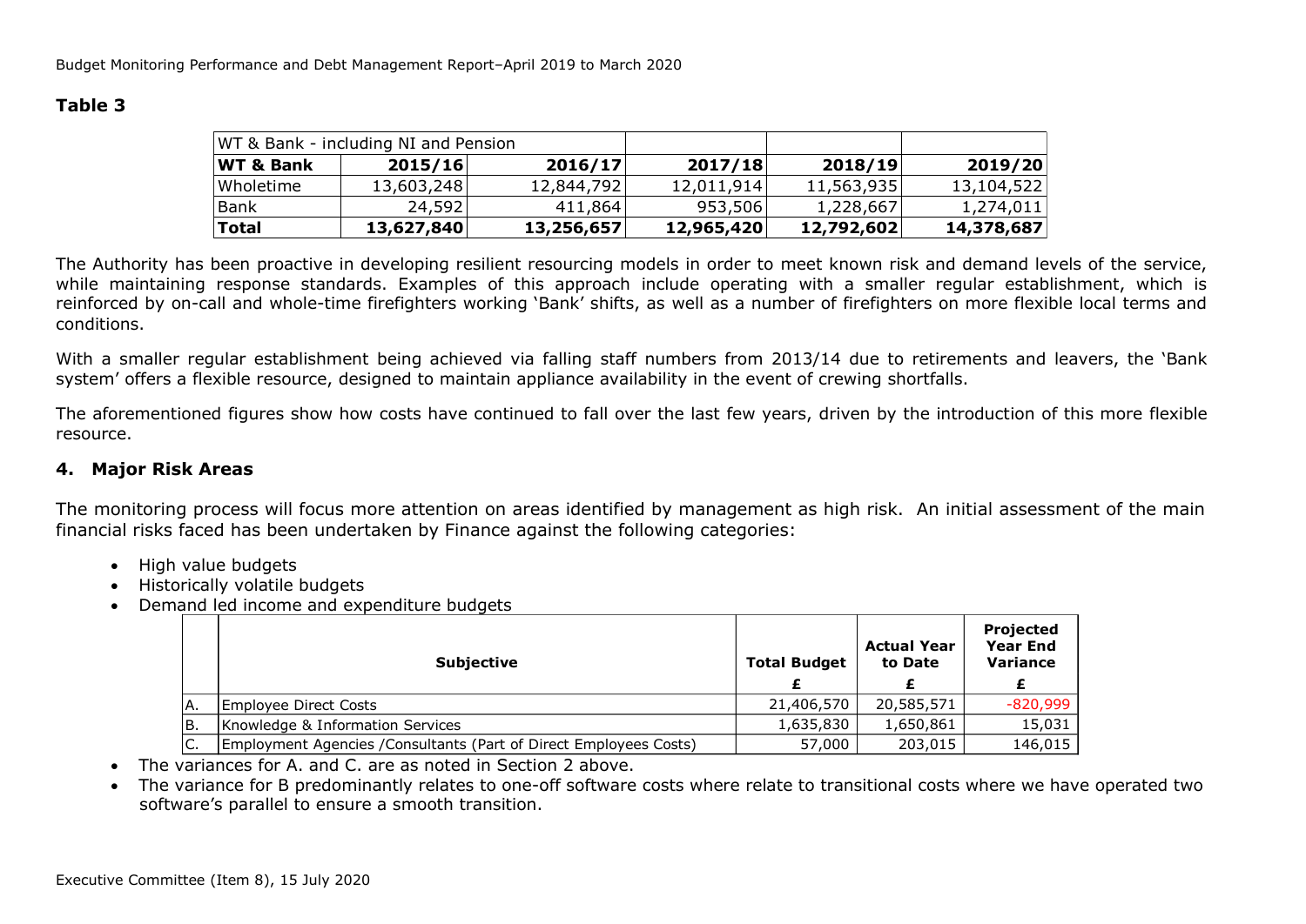**Table 3**

| WT & Bank - including NI and Pension | | | | | |
|---|---|---|---|---|---|
| **WT & Bank** | **2015/16** | **2016/17** | **2017/18** | **2018/19** | **2019/20** |
| Wholetime | 13,603,248 | 12,844,792 | 12,011,914 | 11,563,935 | 13,104,522 |
| Bank | 24,592 | 411,864 | 953,506 | 1,228,667 | 1,274,011 |
| **Total** | **13,627,840** | **13,256,657** | **12,965,420** | **12,792,602** | **14,378,687** |

The Authority has been proactive in developing resilient resourcing models in order to meet known risk and demand levels of the service, while maintaining response standards. Examples of this approach include operating with a smaller regular establishment, which is reinforced by on-call and whole-time firefighters working 'Bank' shifts, as well as a number of firefighters on more flexible local terms and conditions.

With a smaller regular establishment being achieved via falling staff numbers from 2013/14 due to retirements and leavers, the 'Bank system' offers a flexible resource, designed to maintain appliance availability in the event of crewing shortfalls.

The aforementioned figures show how costs have continued to fall over the last few years, driven by the introduction of this more flexible resource.

## 4. Major Risk Areas

The monitoring process will focus more attention on areas identified by management as high risk. An initial assessment of the main financial risks faced has been undertaken by Finance against the following categories:

- High value budgets
- Historically volatile budgets
- Demand led income and expenditure budgets

| | **Subjective** | **Total Budget** £ | **Actual Year to Date** £ | **Projected Year End Variance** £ |
|---|---|---|---|---|
| A. | Employee Direct Costs | 21,406,570 | 20,585,571 | -820,999 |
| B. | Knowledge & Information Services | 1,635,830 | 1,650,861 | 15,031 |
| C. | Employment Agencies /Consultants (Part of Direct Employees Costs) | 57,000 | 203,015 | 146,015 |

- The variances for A. and C. are as noted in Section 2 above.
- The variance for B predominantly relates to one-off software costs where relate to transitional costs where we have operated two software's parallel to ensure a smooth transition.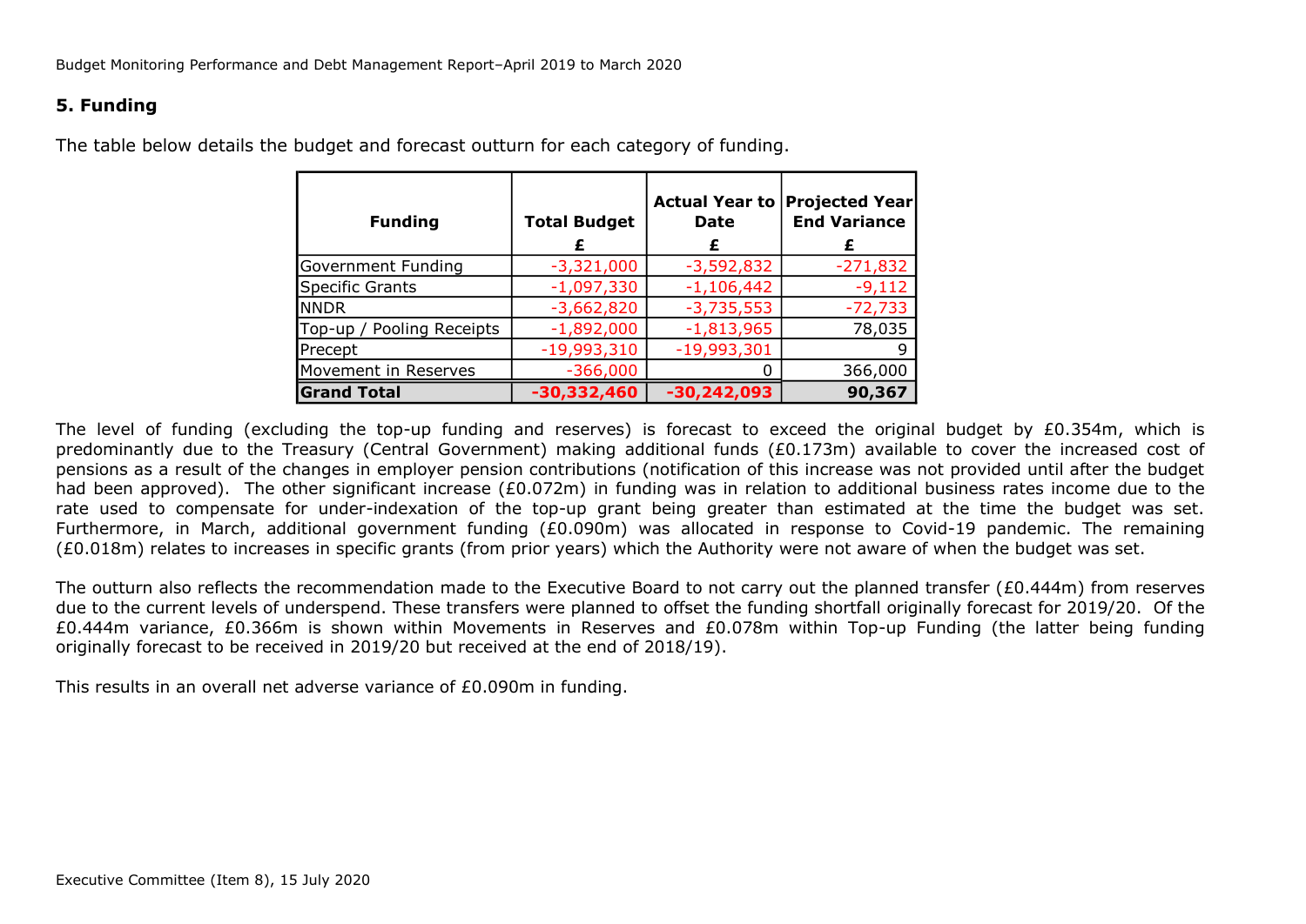## 5. Funding

The table below details the budget and forecast outturn for each category of funding.

| Funding | Total Budget £ | Actual Year to Date £ | Projected Year End Variance £ |
|---|---|---|---|
| Government Funding | -3,321,000 | -3,592,832 | -271,832 |
| Specific Grants | -1,097,330 | -1,106,442 | -9,112 |
| NNDR | -3,662,820 | -3,735,553 | -72,733 |
| Top-up / Pooling Receipts | -1,892,000 | -1,813,965 | 78,035 |
| Precept | -19,993,310 | -19,993,301 | 9 |
| Movement in Reserves | -366,000 | 0 | 366,000 |
| **Grand Total** | **-30,332,460** | **-30,242,093** | **90,367** |

The level of funding (excluding the top-up funding and reserves) is forecast to exceed the original budget by £0.354m, which is predominantly due to the Treasury (Central Government) making additional funds (£0.173m) available to cover the increased cost of pensions as a result of the changes in employer pension contributions (notification of this increase was not provided until after the budget had been approved). The other significant increase (£0.072m) in funding was in relation to additional business rates income due to the rate used to compensate for under-indexation of the top-up grant being greater than estimated at the time the budget was set. Furthermore, in March, additional government funding (£0.090m) was allocated in response to Covid-19 pandemic. The remaining (£0.018m) relates to increases in specific grants (from prior years) which the Authority were not aware of when the budget was set.

The outturn also reflects the recommendation made to the Executive Board to not carry out the planned transfer (£0.444m) from reserves due to the current levels of underspend. These transfers were planned to offset the funding shortfall originally forecast for 2019/20. Of the £0.444m variance, £0.366m is shown within Movements in Reserves and £0.078m within Top-up Funding (the latter being funding originally forecast to be received in 2019/20 but received at the end of 2018/19).

This results in an overall net adverse variance of £0.090m in funding.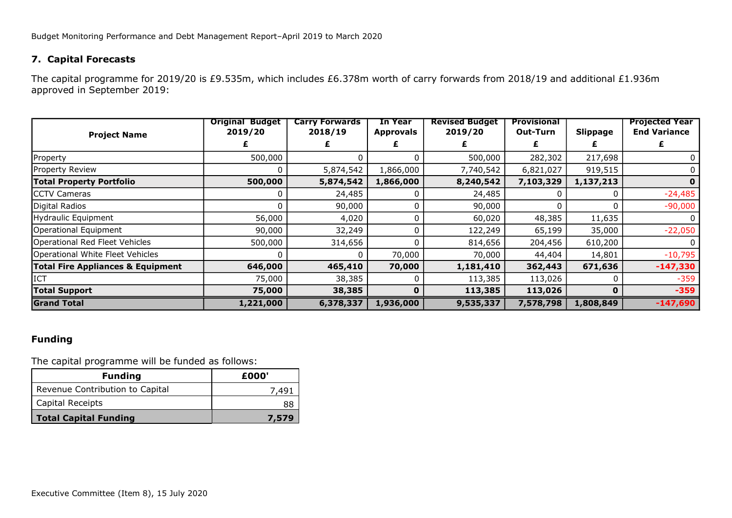## 7. Capital Forecasts

The capital programme for 2019/20 is £9.535m, which includes £6.378m worth of carry forwards from 2018/19 and additional £1.936m approved in September 2019:

| Project Name | Original Budget 2019/20 £ | Carry Forwards 2018/19 £ | In Year Approvals £ | Revised Budget 2019/20 £ | Provisional Out-Turn £ | Slippage £ | Projected Year End Variance £ |
|---|---|---|---|---|---|---|---|
| Property | 500,000 | 0 | 0 | 500,000 | 282,302 | 217,698 | 0 |
| Property Review | 0 | 5,874,542 | 1,866,000 | 7,740,542 | 6,821,027 | 919,515 | 0 |
| **Total Property Portfolio** | **500,000** | **5,874,542** | **1,866,000** | **8,240,542** | **7,103,329** | **1,137,213** | **0** |
| CCTV Cameras | 0 | 24,485 | 0 | 24,485 | 0 | 0 | -24,485 |
| Digital Radios | 0 | 90,000 | 0 | 90,000 | 0 | 0 | -90,000 |
| Hydraulic Equipment | 56,000 | 4,020 | 0 | 60,020 | 48,385 | 11,635 | 0 |
| Operational Equipment | 90,000 | 32,249 | 0 | 122,249 | 65,199 | 35,000 | -22,050 |
| Operational Red Fleet Vehicles | 500,000 | 314,656 | 0 | 814,656 | 204,456 | 610,200 | 0 |
| Operational White Fleet Vehicles | 0 | 0 | 70,000 | 70,000 | 44,404 | 14,801 | -10,795 |
| **Total Fire Appliances & Equipment** | **646,000** | **465,410** | **70,000** | **1,181,410** | **362,443** | **671,636** | **-147,330** |
| ICT | 75,000 | 38,385 | 0 | 113,385 | 113,026 | 0 | -359 |
| **Total Support** | **75,000** | **38,385** | **0** | **113,385** | **113,026** | **0** | **-359** |
| **Grand Total** | **1,221,000** | **6,378,337** | **1,936,000** | **9,535,337** | **7,578,798** | **1,808,849** | **-147,690** |

### Funding

The capital programme will be funded as follows:

| Funding | £000' |
|---|---|
| Revenue Contribution to Capital | 7,491 |
| Capital Receipts | 88 |
| **Total Capital Funding** | **7,579** |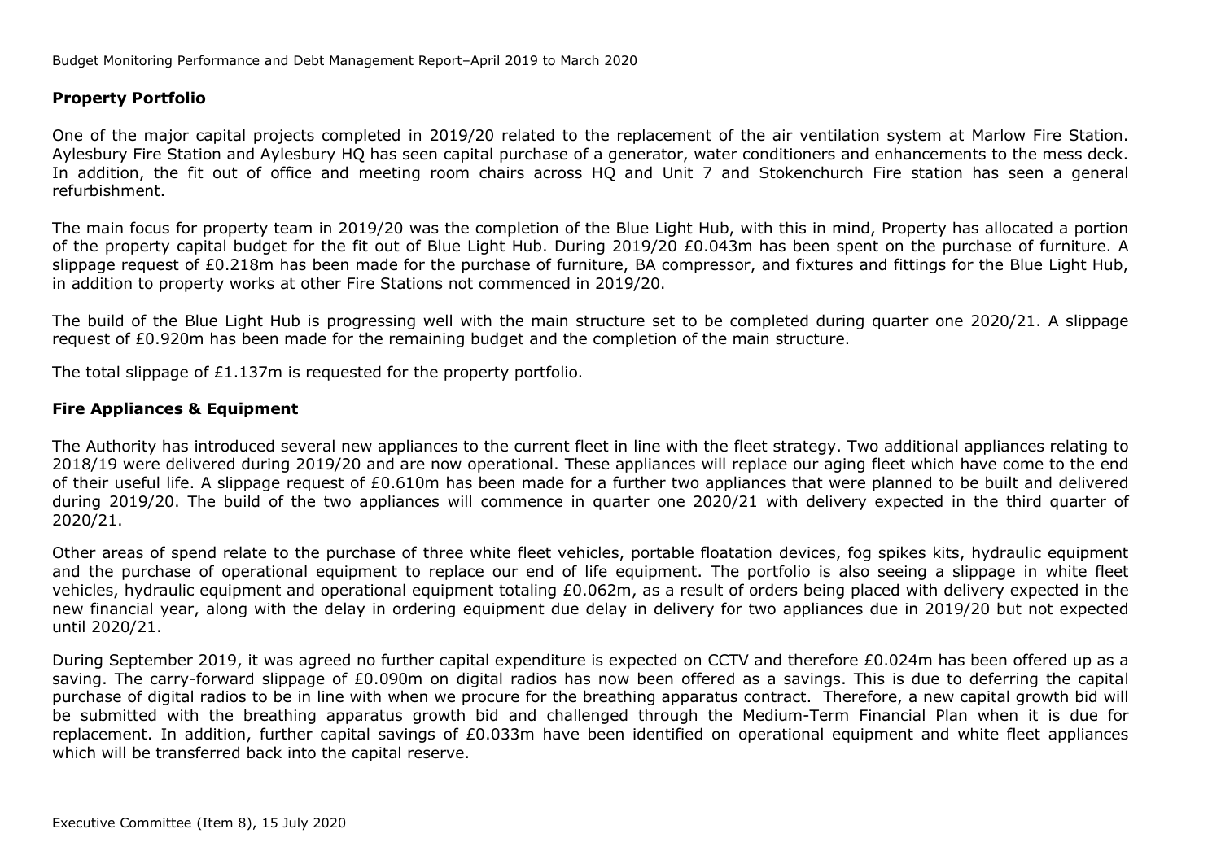## Property Portfolio

One of the major capital projects completed in 2019/20 related to the replacement of the air ventilation system at Marlow Fire Station. Aylesbury Fire Station and Aylesbury HQ has seen capital purchase of a generator, water conditioners and enhancements to the mess deck. In addition, the fit out of office and meeting room chairs across HQ and Unit 7 and Stokenchurch Fire station has seen a general refurbishment.

The main focus for property team in 2019/20 was the completion of the Blue Light Hub, with this in mind, Property has allocated a portion of the property capital budget for the fit out of Blue Light Hub. During 2019/20 £0.043m has been spent on the purchase of furniture. A slippage request of £0.218m has been made for the purchase of furniture, BA compressor, and fixtures and fittings for the Blue Light Hub, in addition to property works at other Fire Stations not commenced in 2019/20.

The build of the Blue Light Hub is progressing well with the main structure set to be completed during quarter one 2020/21. A slippage request of £0.920m has been made for the remaining budget and the completion of the main structure.

The total slippage of £1.137m is requested for the property portfolio.

## Fire Appliances & Equipment

The Authority has introduced several new appliances to the current fleet in line with the fleet strategy. Two additional appliances relating to 2018/19 were delivered during 2019/20 and are now operational. These appliances will replace our aging fleet which have come to the end of their useful life. A slippage request of £0.610m has been made for a further two appliances that were planned to be built and delivered during 2019/20. The build of the two appliances will commence in quarter one 2020/21 with delivery expected in the third quarter of 2020/21.

Other areas of spend relate to the purchase of three white fleet vehicles, portable floatation devices, fog spikes kits, hydraulic equipment and the purchase of operational equipment to replace our end of life equipment. The portfolio is also seeing a slippage in white fleet vehicles, hydraulic equipment and operational equipment totaling £0.062m, as a result of orders being placed with delivery expected in the new financial year, along with the delay in ordering equipment due delay in delivery for two appliances due in 2019/20 but not expected until 2020/21.

During September 2019, it was agreed no further capital expenditure is expected on CCTV and therefore £0.024m has been offered up as a saving. The carry-forward slippage of £0.090m on digital radios has now been offered as a savings. This is due to deferring the capital purchase of digital radios to be in line with when we procure for the breathing apparatus contract. Therefore, a new capital growth bid will be submitted with the breathing apparatus growth bid and challenged through the Medium-Term Financial Plan when it is due for replacement. In addition, further capital savings of £0.033m have been identified on operational equipment and white fleet appliances which will be transferred back into the capital reserve.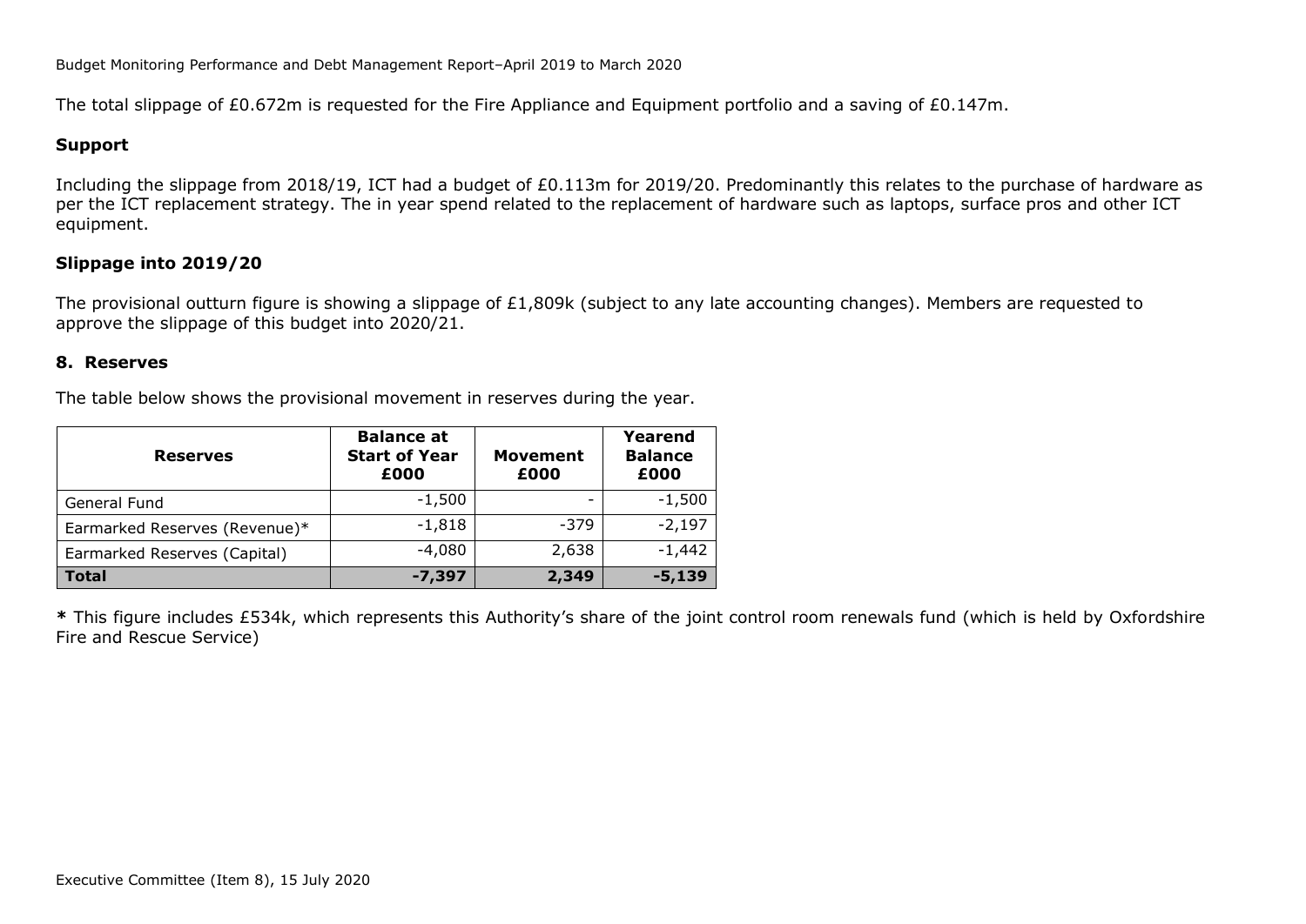The total slippage of £0.672m is requested for the Fire Appliance and Equipment portfolio and a saving of £0.147m.

### Support

Including the slippage from 2018/19, ICT had a budget of £0.113m for 2019/20. Predominantly this relates to the purchase of hardware as per the ICT replacement strategy. The in year spend related to the replacement of hardware such as laptops, surface pros and other ICT equipment.

### Slippage into 2019/20

The provisional outturn figure is showing a slippage of £1,809k (subject to any late accounting changes). Members are requested to approve the slippage of this budget into 2020/21.

## 8. Reserves

The table below shows the provisional movement in reserves during the year.

| Reserves | Balance at Start of Year £000 | Movement £000 | Yearend Balance £000 |
|---|---|---|---|
| General Fund | -1,500 | - | -1,500 |
| Earmarked Reserves (Revenue)* | -1,818 | -379 | -2,197 |
| Earmarked Reserves (Capital) | -4,080 | 2,638 | -1,442 |
| **Total** | **-7,397** | **2,349** | **-5,139** |

**\*** This figure includes £534k, which represents this Authority's share of the joint control room renewals fund (which is held by Oxfordshire Fire and Rescue Service)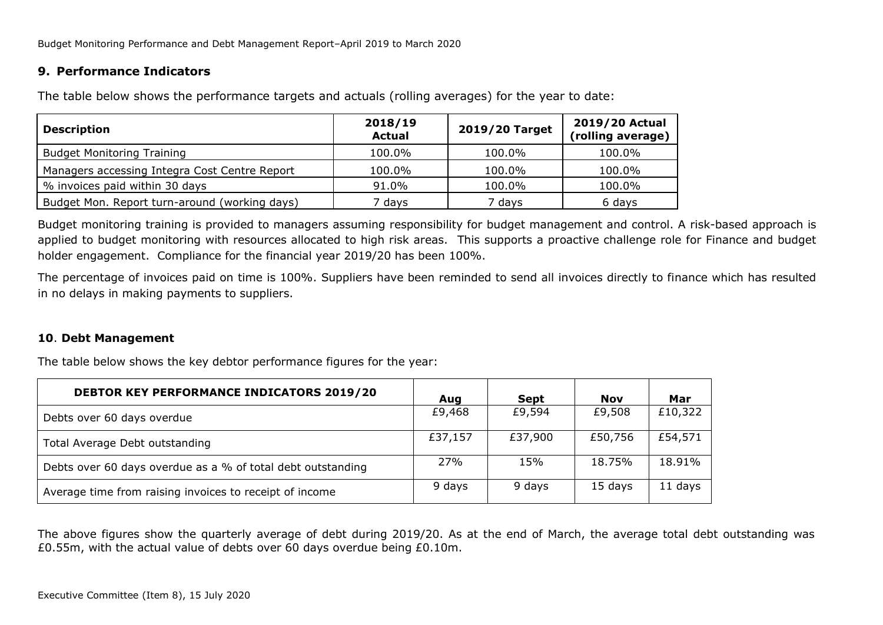## 9. Performance Indicators

The table below shows the performance targets and actuals (rolling averages) for the year to date:

| Description | 2018/19 Actual | 2019/20 Target | 2019/20 Actual (rolling average) |
|---|---|---|---|
| Budget Monitoring Training | 100.0% | 100.0% | 100.0% |
| Managers accessing Integra Cost Centre Report | 100.0% | 100.0% | 100.0% |
| % invoices paid within 30 days | 91.0% | 100.0% | 100.0% |
| Budget Mon. Report turn-around (working days) | 7 days | 7 days | 6 days |

Budget monitoring training is provided to managers assuming responsibility for budget management and control. A risk-based approach is applied to budget monitoring with resources allocated to high risk areas. This supports a proactive challenge role for Finance and budget holder engagement. Compliance for the financial year 2019/20 has been 100%.

The percentage of invoices paid on time is 100%. Suppliers have been reminded to send all invoices directly to finance which has resulted in no delays in making payments to suppliers.

## 10. Debt Management

The table below shows the key debtor performance figures for the year:

| DEBTOR KEY PERFORMANCE INDICATORS 2019/20 | Aug | Sept | Nov | Mar |
|---|---|---|---|---|
| Debts over 60 days overdue | £9,468 | £9,594 | £9,508 | £10,322 |
| Total Average Debt outstanding | £37,157 | £37,900 | £50,756 | £54,571 |
| Debts over 60 days overdue as a % of total debt outstanding | 27% | 15% | 18.75% | 18.91% |
| Average time from raising invoices to receipt of income | 9 days | 9 days | 15 days | 11 days |

The above figures show the quarterly average of debt during 2019/20. As at the end of March, the average total debt outstanding was £0.55m, with the actual value of debts over 60 days overdue being £0.10m.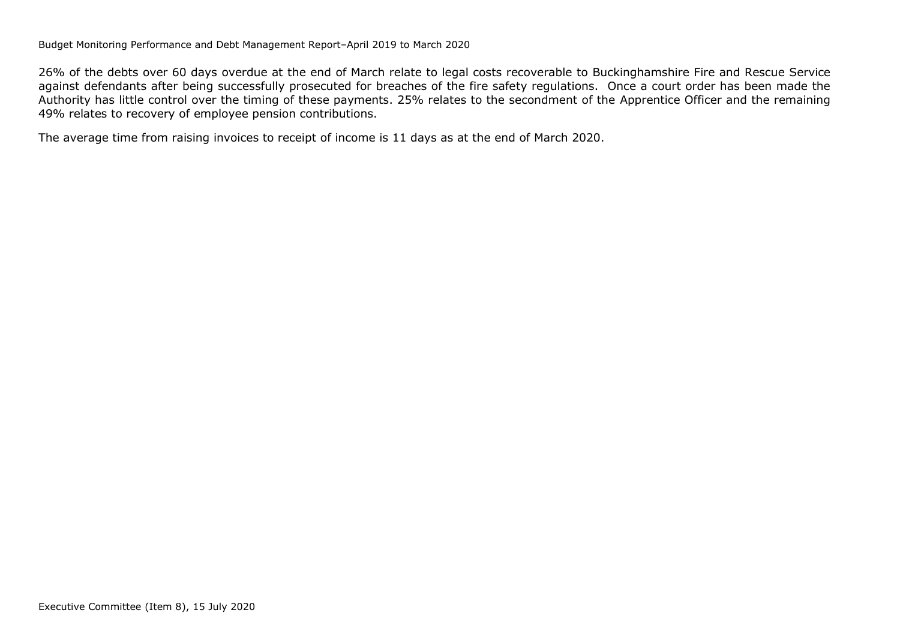26% of the debts over 60 days overdue at the end of March relate to legal costs recoverable to Buckinghamshire Fire and Rescue Service against defendants after being successfully prosecuted for breaches of the fire safety regulations. Once a court order has been made the Authority has little control over the timing of these payments. 25% relates to the secondment of the Apprentice Officer and the remaining 49% relates to recovery of employee pension contributions.

The average time from raising invoices to receipt of income is 11 days as at the end of March 2020.